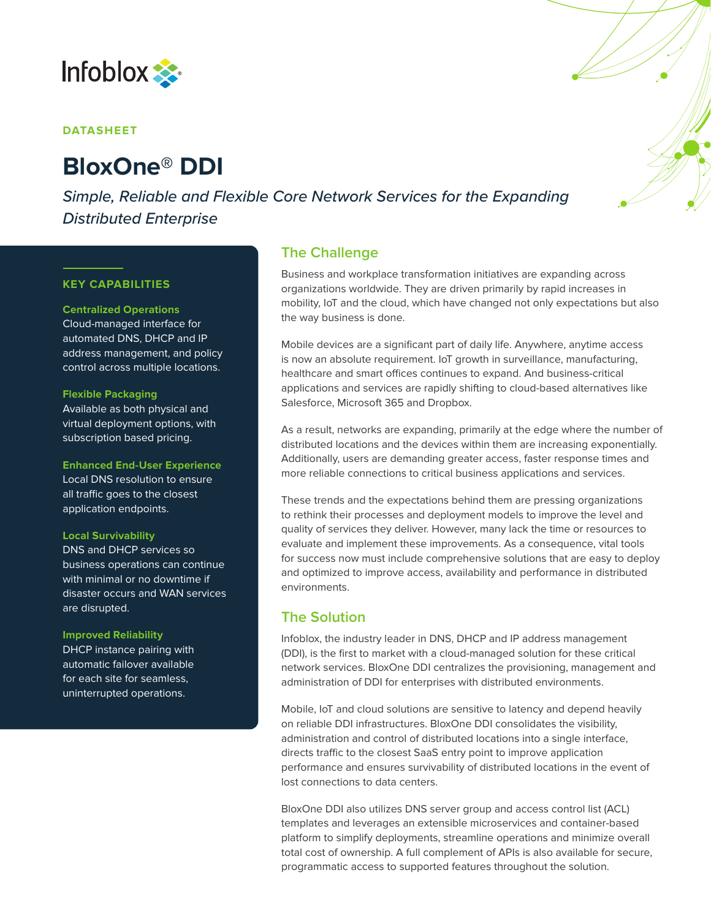Infoblox

DATASHEET

# BloxOne® DDI

*Simple, Reliable and Flexible Core Network Services for the Expanding Distributed Enterprise*

## KEY CAPABILITIES

**Centralized Operations**
Cloud-managed interface for automated DNS, DHCP and IP address management, and policy control across multiple locations.

**Flexible Packaging**
Available as both physical and virtual deployment options, with subscription based pricing.

**Enhanced End-User Experience**
Local DNS resolution to ensure all traffic goes to the closest application endpoints.

**Local Survivability**
DNS and DHCP services so business operations can continue with minimal or no downtime if disaster occurs and WAN services are disrupted.

**Improved Reliability**
DHCP instance pairing with automatic failover available for each site for seamless, uninterrupted operations.

## The Challenge

Business and workplace transformation initiatives are expanding across organizations worldwide. They are driven primarily by rapid increases in mobility, IoT and the cloud, which have changed not only expectations but also the way business is done.

Mobile devices are a significant part of daily life. Anywhere, anytime access is now an absolute requirement. IoT growth in surveillance, manufacturing, healthcare and smart offices continues to expand. And business-critical applications and services are rapidly shifting to cloud-based alternatives like Salesforce, Microsoft 365 and Dropbox.

As a result, networks are expanding, primarily at the edge where the number of distributed locations and the devices within them are increasing exponentially. Additionally, users are demanding greater access, faster response times and more reliable connections to critical business applications and services.

These trends and the expectations behind them are pressing organizations to rethink their processes and deployment models to improve the level and quality of services they deliver. However, many lack the time or resources to evaluate and implement these improvements. As a consequence, vital tools for success now must include comprehensive solutions that are easy to deploy and optimized to improve access, availability and performance in distributed environments.

## The Solution

Infoblox, the industry leader in DNS, DHCP and IP address management (DDI), is the first to market with a cloud-managed solution for these critical network services. BloxOne DDI centralizes the provisioning, management and administration of DDI for enterprises with distributed environments.

Mobile, IoT and cloud solutions are sensitive to latency and depend heavily on reliable DDI infrastructures. BloxOne DDI consolidates the visibility, administration and control of distributed locations into a single interface, directs traffic to the closest SaaS entry point to improve application performance and ensures survivability of distributed locations in the event of lost connections to data centers.

BloxOne DDI also utilizes DNS server group and access control list (ACL) templates and leverages an extensible microservices and container-based platform to simplify deployments, streamline operations and minimize overall total cost of ownership. A full complement of APIs is also available for secure, programmatic access to supported features throughout the solution.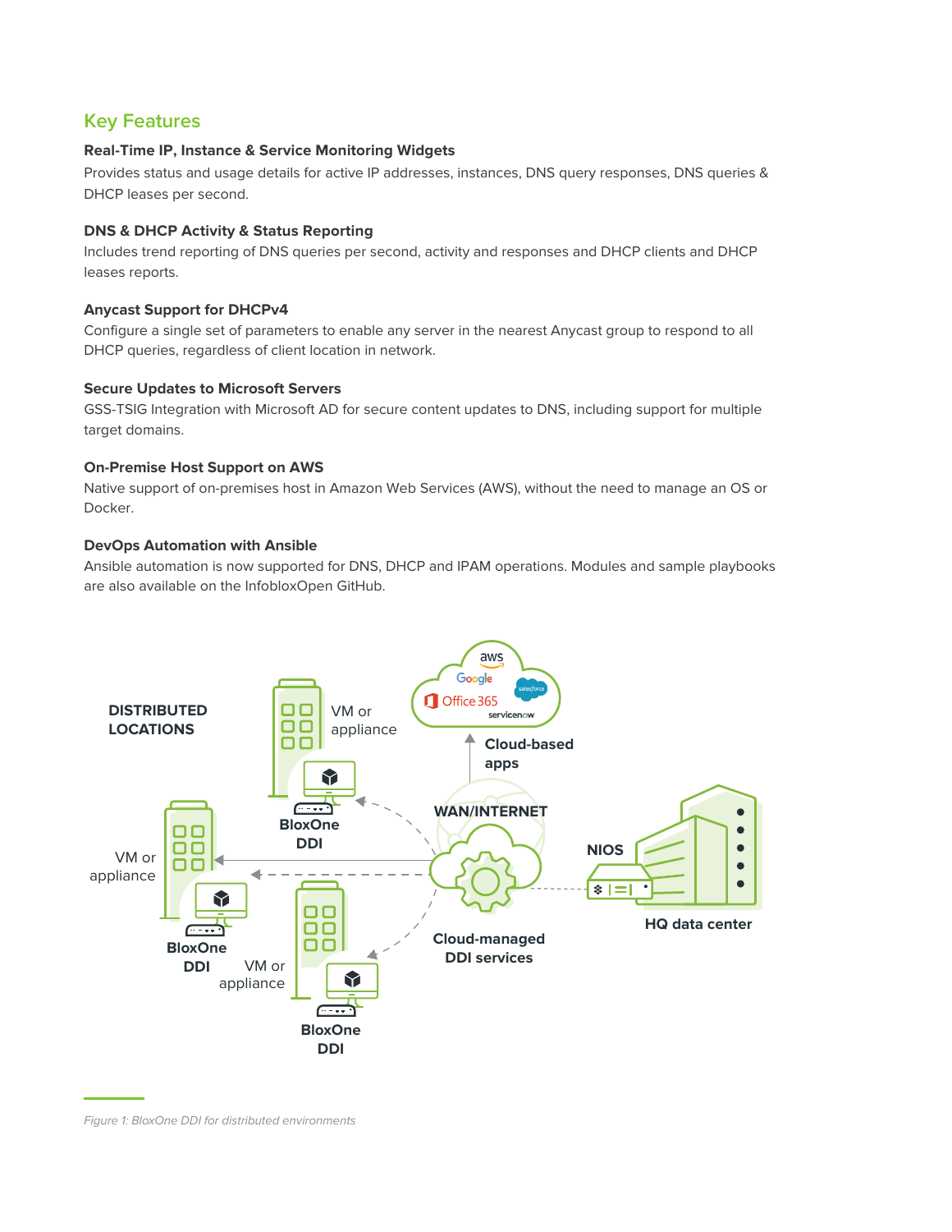## Key Features

**Real-Time IP, Instance & Service Monitoring Widgets**

Provides status and usage details for active IP addresses, instances, DNS query responses, DNS queries & DHCP leases per second.

**DNS & DHCP Activity & Status Reporting**

Includes trend reporting of DNS queries per second, activity and responses and DHCP clients and DHCP leases reports.

**Anycast Support for DHCPv4**

Configure a single set of parameters to enable any server in the nearest Anycast group to respond to all DHCP queries, regardless of client location in network.

**Secure Updates to Microsoft Servers**

GSS-TSIG Integration with Microsoft AD for secure content updates to DNS, including support for multiple target domains.

**On-Premise Host Support on AWS**

Native support of on-premises host in Amazon Web Services (AWS), without the need to manage an OS or Docker.

**DevOps Automation with Ansible**

Ansible automation is now supported for DNS, DHCP and IPAM operations. Modules and sample playbooks are also available on the InfobloxOpen GitHub.

DISTRIBUTED LOCATIONS

VM or appliance

BloxOne DDI

Cloud-based apps

WAN/INTERNET

NIOS

HQ data center

Cloud-managed DDI services

*Figure 1: BloxOne DDI for distributed environments*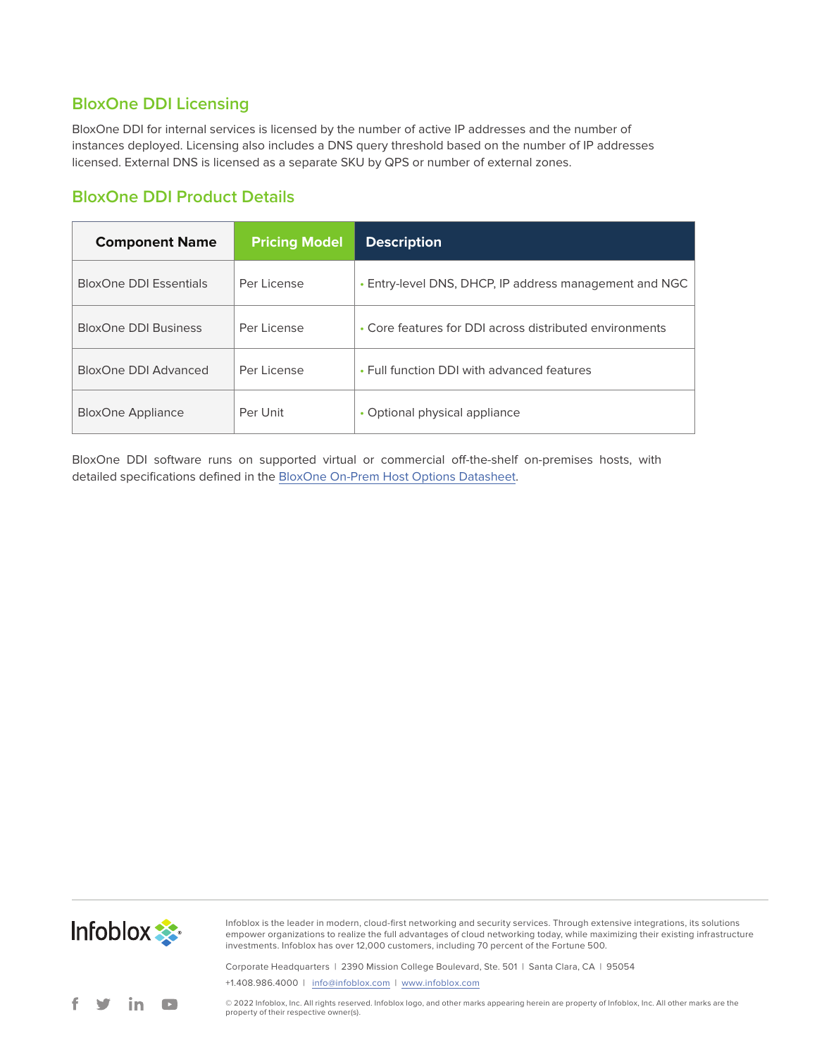## BloxOne DDI Licensing

BloxOne DDI for internal services is licensed by the number of active IP addresses and the number of instances deployed. Licensing also includes a DNS query threshold based on the number of IP addresses licensed. External DNS is licensed as a separate SKU by QPS or number of external zones.

## BloxOne DDI Product Details

| Component Name | Pricing Model | Description |
|---|---|---|
| BloxOne DDI Essentials | Per License | • Entry-level DNS, DHCP, IP address management and NGC |
| BloxOne DDI Business | Per License | • Core features for DDI across distributed environments |
| BloxOne DDI Advanced | Per License | • Full function DDI with advanced features |
| BloxOne Appliance | Per Unit | • Optional physical appliance |

BloxOne DDI software runs on supported virtual or commercial off-the-shelf on-premises hosts, with detailed specifications defined in the BloxOne On-Prem Host Options Datasheet.

Infoblox is the leader in modern, cloud-first networking and security services. Through extensive integrations, its solutions empower organizations to realize the full advantages of cloud networking today, while maximizing their existing infrastructure investments. Infoblox has over 12,000 customers, including 70 percent of the Fortune 500.

Corporate Headquarters | 2390 Mission College Boulevard, Ste. 501 | Santa Clara, CA | 95054

+1.408.986.4000 | info@infoblox.com | www.infoblox.com

© 2022 Infoblox, Inc. All rights reserved. Infoblox logo, and other marks appearing herein are property of Infoblox, Inc. All other marks are the property of their respective owner(s).